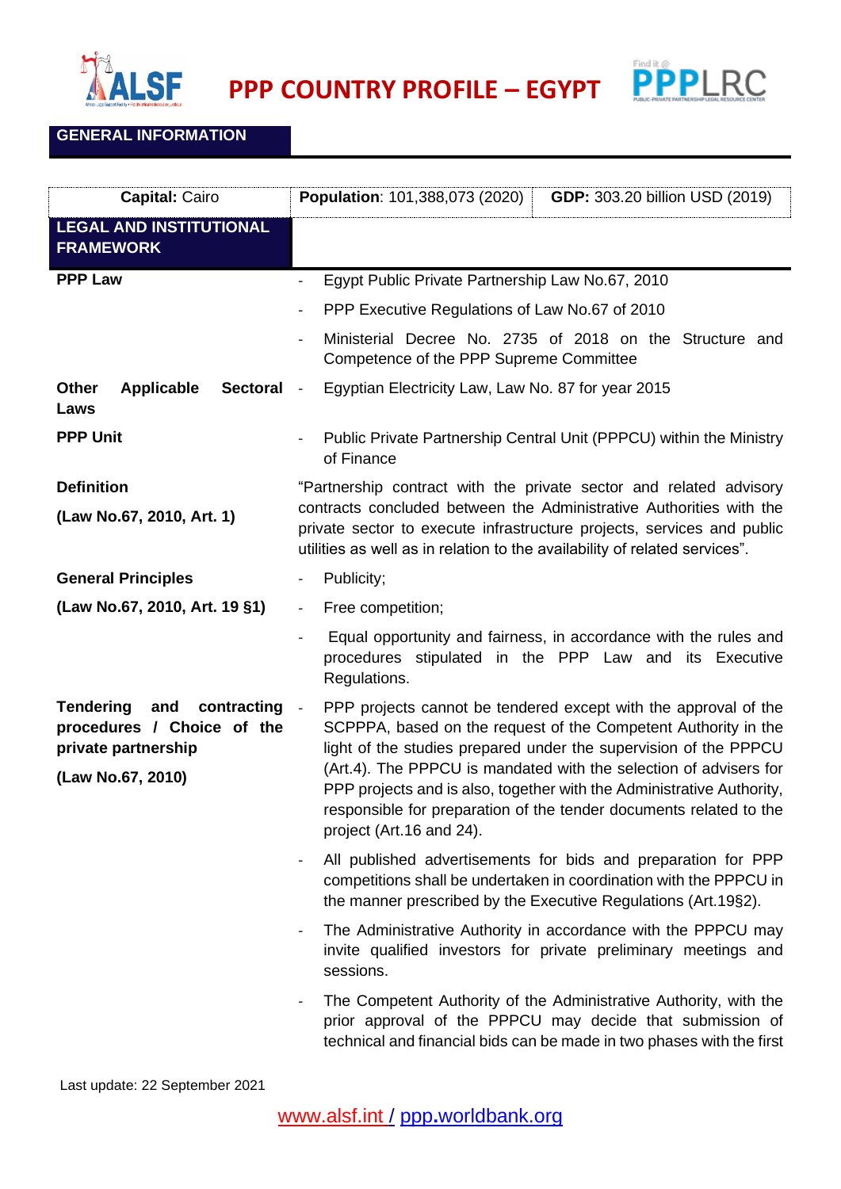# PPP COUNTRY PROFILE – EGYPT

## GENERAL INFORMATION

| **Capital:** Cairo | **Population**: 101,388,073 (2020) | **GDP:** 303.20 billion USD (2019) |
|---|---|---|

## LEGAL AND INSTITUTIONAL FRAMEWORK

| | |
|---|---|
| **PPP Law** | - Egypt Public Private Partnership Law No.67, 2010<br>- PPP Executive Regulations of Law No.67 of 2010<br>- Ministerial Decree No. 2735 of 2018 on the Structure and Competence of the PPP Supreme Committee |
| **Other Applicable Sectoral Laws** | - Egyptian Electricity Law, Law No. 87 for year 2015 |
| **PPP Unit** | - Public Private Partnership Central Unit (PPPCU) within the Ministry of Finance |
| **Definition**<br>**(Law No.67, 2010, Art. 1)** | "Partnership contract with the private sector and related advisory contracts concluded between the Administrative Authorities with the private sector to execute infrastructure projects, services and public utilities as well as in relation to the availability of related services". |
| **General Principles**<br>**(Law No.67, 2010, Art. 19 §1)** | - Publicity;<br>- Free competition;<br>- Equal opportunity and fairness, in accordance with the rules and procedures stipulated in the PPP Law and its Executive Regulations. |
| **Tendering and contracting procedures / Choice of the private partnership**<br>**(Law No.67, 2010)** | - PPP projects cannot be tendered except with the approval of the SCPPPA, based on the request of the Competent Authority in the light of the studies prepared under the supervision of the PPPCU (Art.4). The PPPCU is mandated with the selection of advisers for PPP projects and is also, together with the Administrative Authority, responsible for preparation of the tender documents related to the project (Art.16 and 24).<br>- All published advertisements for bids and preparation for PPP competitions shall be undertaken in coordination with the PPPCU in the manner prescribed by the Executive Regulations (Art.19§2).<br>- The Administrative Authority in accordance with the PPPCU may invite qualified investors for private preliminary meetings and sessions.<br>- The Competent Authority of the Administrative Authority, with the prior approval of the PPPCU may decide that submission of technical and financial bids can be made in two phases with the first |

Last update: 22 September 2021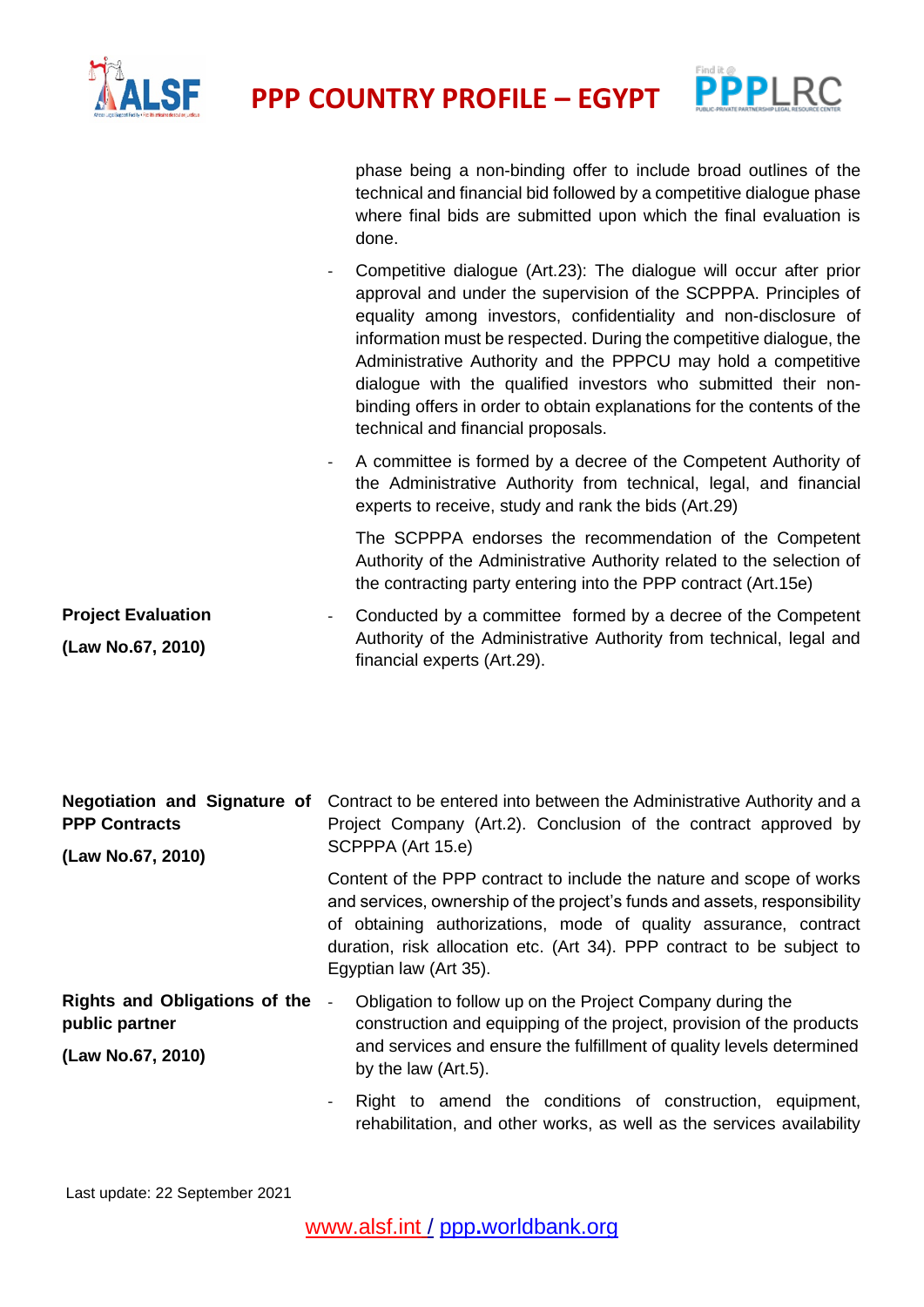| | |
|---|---|
| | phase being a non-binding offer to include broad outlines of the technical and financial bid followed by a competitive dialogue phase where final bids are submitted upon which the final evaluation is done.<br>- Competitive dialogue (Art.23): The dialogue will occur after prior approval and under the supervision of the SCPPPA. Principles of equality among investors, confidentiality and non-disclosure of information must be respected. During the competitive dialogue, the Administrative Authority and the PPPCU may hold a competitive dialogue with the qualified investors who submitted their non-binding offers in order to obtain explanations for the contents of the technical and financial proposals.<br>- A committee is formed by a decree of the Competent Authority of the Administrative Authority from technical, legal, and financial experts to receive, study and rank the bids (Art.29)<br>The SCPPPA endorses the recommendation of the Competent Authority of the Administrative Authority related to the selection of the contracting party entering into the PPP contract (Art.15e) |
| **Project Evaluation**<br>**(Law No.67, 2010)** | - Conducted by a committee formed by a decree of the Competent Authority of the Administrative Authority from technical, legal and financial experts (Art.29). |
| **Negotiation and Signature of PPP Contracts**<br>**(Law No.67, 2010)** | Contract to be entered into between the Administrative Authority and a Project Company (Art.2). Conclusion of the contract approved by SCPPPA (Art 15.e)<br>Content of the PPP contract to include the nature and scope of works and services, ownership of the project's funds and assets, responsibility of obtaining authorizations, mode of quality assurance, contract duration, risk allocation etc. (Art 34). PPP contract to be subject to Egyptian law (Art 35). |
| **Rights and Obligations of the public partner**<br>**(Law No.67, 2010)** | - Obligation to follow up on the Project Company during the construction and equipping of the project, provision of the products and services and ensure the fulfillment of quality levels determined by the law (Art.5).<br>- Right to amend the conditions of construction, equipment, rehabilitation, and other works, as well as the services availability |

Last update: 22 September 2021

www.alsf.int / ppp.worldbank.org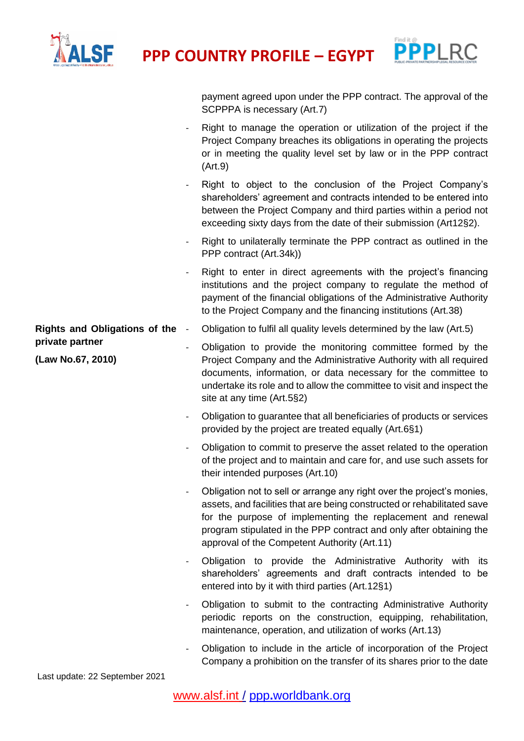| | |
|---|---|
| | payment agreed upon under the PPP contract. The approval of the SCPPPA is necessary (Art.7)<br>- Right to manage the operation or utilization of the project if the Project Company breaches its obligations in operating the projects or in meeting the quality level set by law or in the PPP contract (Art.9)<br>- Right to object to the conclusion of the Project Company's shareholders' agreement and contracts intended to be entered into between the Project Company and third parties within a period not exceeding sixty days from the date of their submission (Art12§2).<br>- Right to unilaterally terminate the PPP contract as outlined in the PPP contract (Art.34k))<br>- Right to enter in direct agreements with the project's financing institutions and the project company to regulate the method of payment of the financial obligations of the Administrative Authority to the Project Company and the financing institutions (Art.38) |
| **Rights and Obligations of the private partner**<br>**(Law No.67, 2010)** | - Obligation to fulfil all quality levels determined by the law (Art.5)<br>- Obligation to provide the monitoring committee formed by the Project Company and the Administrative Authority with all required documents, information, or data necessary for the committee to undertake its role and to allow the committee to visit and inspect the site at any time (Art.5§2)<br>- Obligation to guarantee that all beneficiaries of products or services provided by the project are treated equally (Art.6§1)<br>- Obligation to commit to preserve the asset related to the operation of the project and to maintain and care for, and use such assets for their intended purposes (Art.10)<br>- Obligation not to sell or arrange any right over the project's monies, assets, and facilities that are being constructed or rehabilitated save for the purpose of implementing the replacement and renewal program stipulated in the PPP contract and only after obtaining the approval of the Competent Authority (Art.11)<br>- Obligation to provide the Administrative Authority with its shareholders' agreements and draft contracts intended to be entered into by it with third parties (Art.12§1)<br>- Obligation to submit to the contracting Administrative Authority periodic reports on the construction, equipping, rehabilitation, maintenance, operation, and utilization of works (Art.13)<br>- Obligation to include in the article of incorporation of the Project Company a prohibition on the transfer of its shares prior to the date |

Last update: 22 September 2021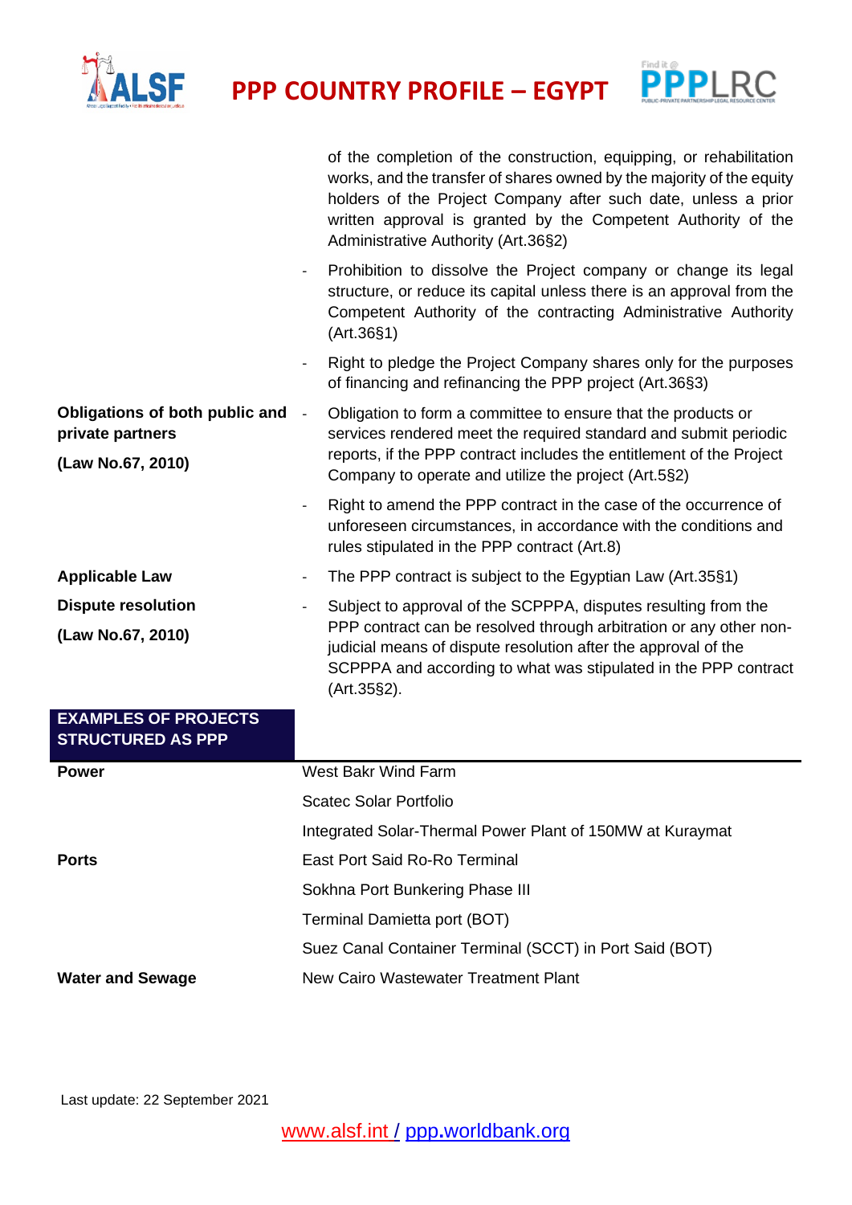| | |
|---|---|
| | of the completion of the construction, equipping, or rehabilitation works, and the transfer of shares owned by the majority of the equity holders of the Project Company after such date, unless a prior written approval is granted by the Competent Authority of the Administrative Authority (Art.36§2) |
| | - Prohibition to dissolve the Project company or change its legal structure, or reduce its capital unless there is an approval from the Competent Authority of the contracting Administrative Authority (Art.36§1) |
| | - Right to pledge the Project Company shares only for the purposes of financing and refinancing the PPP project (Art.36§3) |
| **Obligations of both public and private partners** **(Law No.67, 2010)** | - Obligation to form a committee to ensure that the products or services rendered meet the required standard and submit periodic reports, if the PPP contract includes the entitlement of the Project Company to operate and utilize the project (Art.5§2) |
| | - Right to amend the PPP contract in the case of the occurrence of unforeseen circumstances, in accordance with the conditions and rules stipulated in the PPP contract (Art.8) |
| **Applicable Law** | - The PPP contract is subject to the Egyptian Law (Art.35§1) |
| **Dispute resolution** **(Law No.67, 2010)** | - Subject to approval of the SCPPPA, disputes resulting from the PPP contract can be resolved through arbitration or any other non-judicial means of dispute resolution after the approval of the SCPPPA and according to what was stipulated in the PPP contract (Art.35§2). |

## EXAMPLES OF PROJECTS STRUCTURED AS PPP

| | |
|---|---|
| **Power** | West Bakr Wind Farm |
| | Scatec Solar Portfolio |
| | Integrated Solar-Thermal Power Plant of 150MW at Kuraymat |
| **Ports** | East Port Said Ro-Ro Terminal |
| | Sokhna Port Bunkering Phase III |
| | Terminal Damietta port (BOT) |
| | Suez Canal Container Terminal (SCCT) in Port Said (BOT) |
| **Water and Sewage** | New Cairo Wastewater Treatment Plant |

Last update: 22 September 2021

www.alsf.int / ppp.worldbank.org